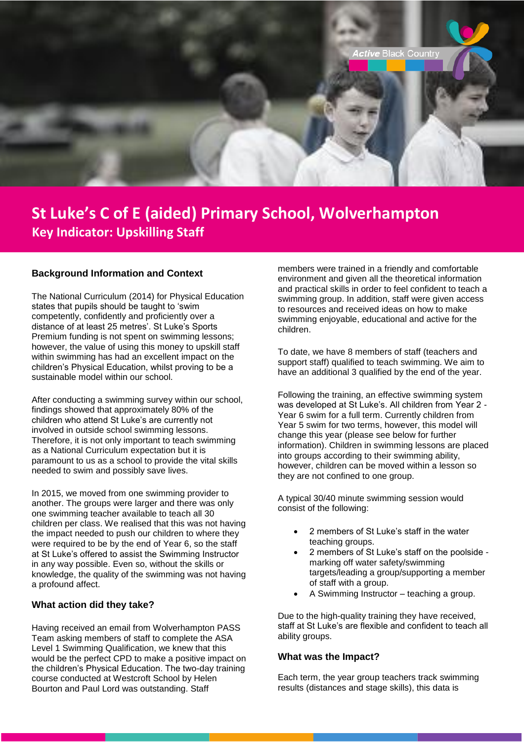# St Luke's C of E (aided) Primary School, Wolverhampton

## Key Indicator: Upskilling Staff

### Background Information and Context

The National Curriculum (2014) for Physical Education states that pupils should be taught to 'swim competently, confidently and proficiently over a distance of at least 25 metres'. St Luke's Sports Premium funding is not spent on swimming lessons; however, the value of using this money to upskill staff within swimming has had an excellent impact on the children's Physical Education, whilst proving to be a sustainable model within our school.

After conducting a swimming survey within our school, findings showed that approximately 80% of the children who attend St Luke's are currently not involved in outside school swimming lessons. Therefore, it is not only important to teach swimming as a National Curriculum expectation but it is paramount to us as a school to provide the vital skills needed to swim and possibly save lives.

In 2015, we moved from one swimming provider to another. The groups were larger and there was only one swimming teacher available to teach all 30 children per class. We realised that this was not having the impact needed to push our children to where they were required to be by the end of Year 6, so the staff at St Luke's offered to assist the Swimming Instructor in any way possible. Even so, without the skills or knowledge, the quality of the swimming was not having a profound affect.

### What action did they take?

Having received an email from Wolverhampton PASS Team asking members of staff to complete the ASA Level 1 Swimming Qualification, we knew that this would be the perfect CPD to make a positive impact on the children's Physical Education. The two-day training course conducted at Westcroft School by Helen Bourton and Paul Lord was outstanding. Staff members were trained in a friendly and comfortable environment and given all the theoretical information and practical skills in order to feel confident to teach a swimming group. In addition, staff were given access to resources and received ideas on how to make swimming enjoyable, educational and active for the children.

To date, we have 8 members of staff (teachers and support staff) qualified to teach swimming. We aim to have an additional 3 qualified by the end of the year.

Following the training, an effective swimming system was developed at St Luke's. All children from Year 2 - Year 6 swim for a full term. Currently children from Year 5 swim for two terms, however, this model will change this year (please see below for further information). Children in swimming lessons are placed into groups according to their swimming ability, however, children can be moved within a lesson so they are not confined to one group.

A typical 30/40 minute swimming session would consist of the following:

- 2 members of St Luke's staff in the water teaching groups.
- 2 members of St Luke's staff on the poolside - marking off water safety/swimming targets/leading a group/supporting a member of staff with a group.
- A Swimming Instructor – teaching a group.

Due to the high-quality training they have received, staff at St Luke's are flexible and confident to teach all ability groups.

### What was the Impact?

Each term, the year group teachers track swimming results (distances and stage skills), this data is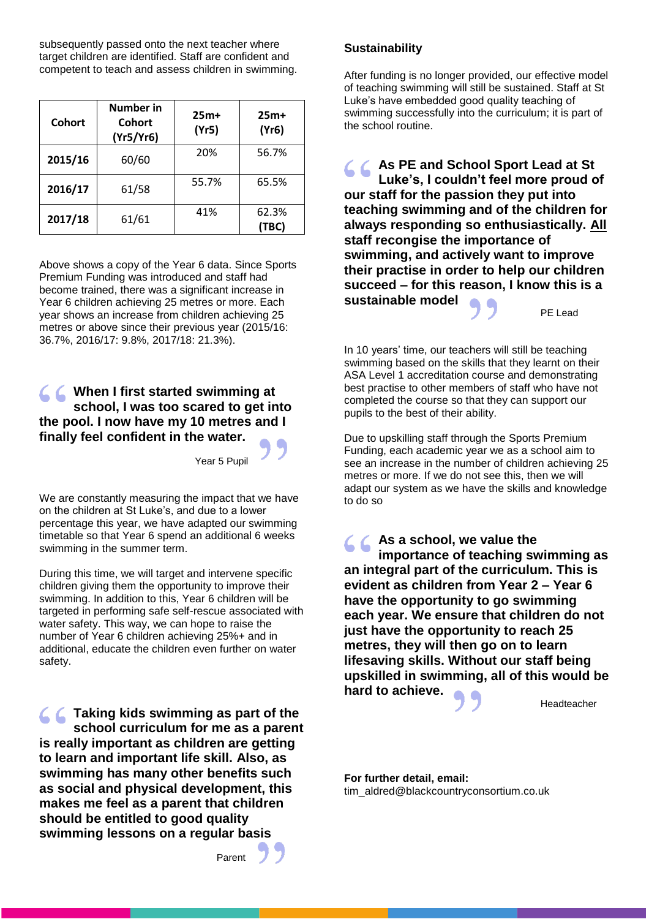subsequently passed onto the next teacher where target children are identified. Staff are confident and competent to teach and assess children in swimming.

| Cohort | Number in Cohort (Yr5/Yr6) | 25m+ (Yr5) | 25m+ (Yr6) |
| --- | --- | --- | --- |
| 2015/16 | 60/60 | 20% | 56.7% |
| 2016/17 | 61/58 | 55.7% | 65.5% |
| 2017/18 | 61/61 | 41% | 62.3% (TBC) |

Above shows a copy of the Year 6 data. Since Sports Premium Funding was introduced and staff had become trained, there was a significant increase in Year 6 children achieving 25 metres or more. Each year shows an increase from children achieving 25 metres or above since their previous year (2015/16: 36.7%, 2016/17: 9.8%, 2017/18: 21.3%).

> **When I first started swimming at school, I was too scared to get into the pool. I now have my 10 metres and I finally feel confident in the water.**
>
> Year 5 Pupil

We are constantly measuring the impact that we have on the children at St Luke's, and due to a lower percentage this year, we have adapted our swimming timetable so that Year 6 spend an additional 6 weeks swimming in the summer term.

During this time, we will target and intervene specific children giving them the opportunity to improve their swimming. In addition to this, Year 6 children will be targeted in performing safe self-rescue associated with water safety. This way, we can hope to raise the number of Year 6 children achieving 25%+ and in additional, educate the children even further on water safety.

> **Taking kids swimming as part of the school curriculum for me as a parent is really important as children are getting to learn and important life skill. Also, as swimming has many other benefits such as social and physical development, this makes me feel as a parent that children should be entitled to good quality swimming lessons on a regular basis**
>
> Parent

**Sustainability**

After funding is no longer provided, our effective model of teaching swimming will still be sustained. Staff at St Luke's have embedded good quality teaching of swimming successfully into the curriculum; it is part of the school routine.

> **As PE and School Sport Lead at St Luke's, I couldn't feel more proud of our staff for the passion they put into teaching swimming and of the children for always responding so enthusiastically. <u>All</u> staff recongise the importance of swimming, and actively want to improve their practise in order to help our children succeed – for this reason, I know this is a sustainable model**
>
> PE Lead

In 10 years' time, our teachers will still be teaching swimming based on the skills that they learnt on their ASA Level 1 accreditation course and demonstrating best practise to other members of staff who have not completed the course so that they can support our pupils to the best of their ability.

Due to upskilling staff through the Sports Premium Funding, each academic year we as a school aim to see an increase in the number of children achieving 25 metres or more. If we do not see this, then we will adapt our system as we have the skills and knowledge to do so

> **As a school, we value the importance of teaching swimming as an integral part of the curriculum. This is evident as children from Year 2 – Year 6 have the opportunity to go swimming each year. We ensure that children do not just have the opportunity to reach 25 metres, they will then go on to learn lifesaving skills. Without our staff being upskilled in swimming, all of this would be hard to achieve.**
>
> Headteacher

**For further detail, email:**
tim_aldred@blackcountryconsortium.co.uk